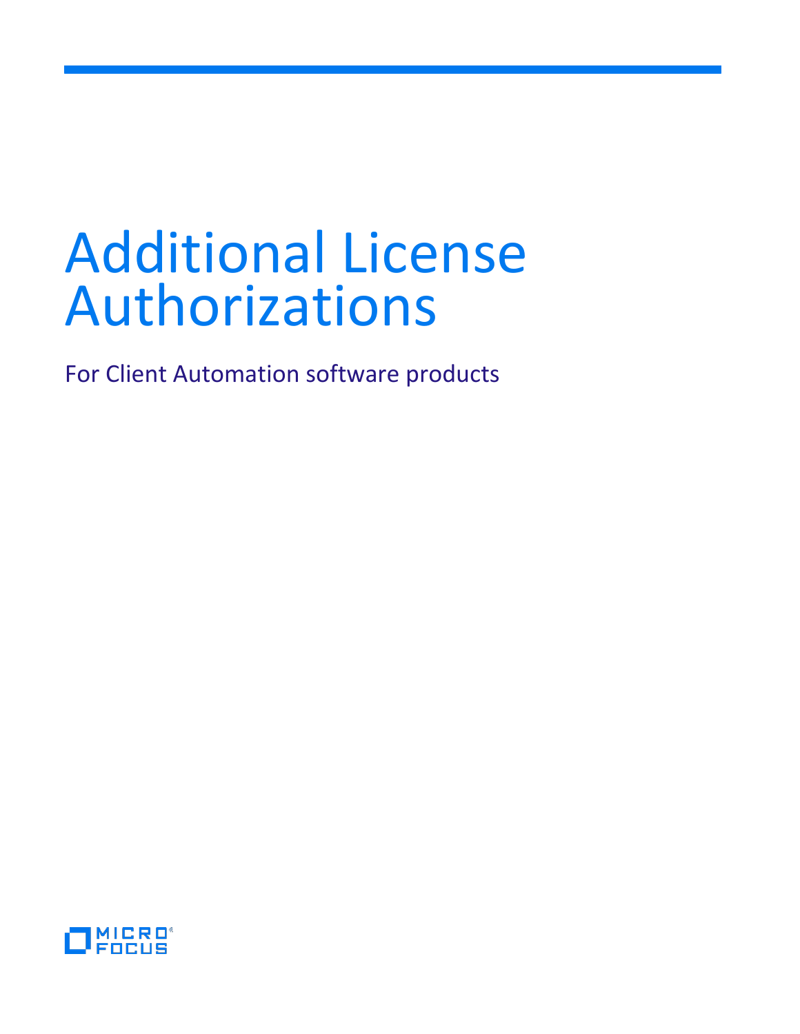# Additional License Authorizations

For Client Automation software products

MICRO FOCUS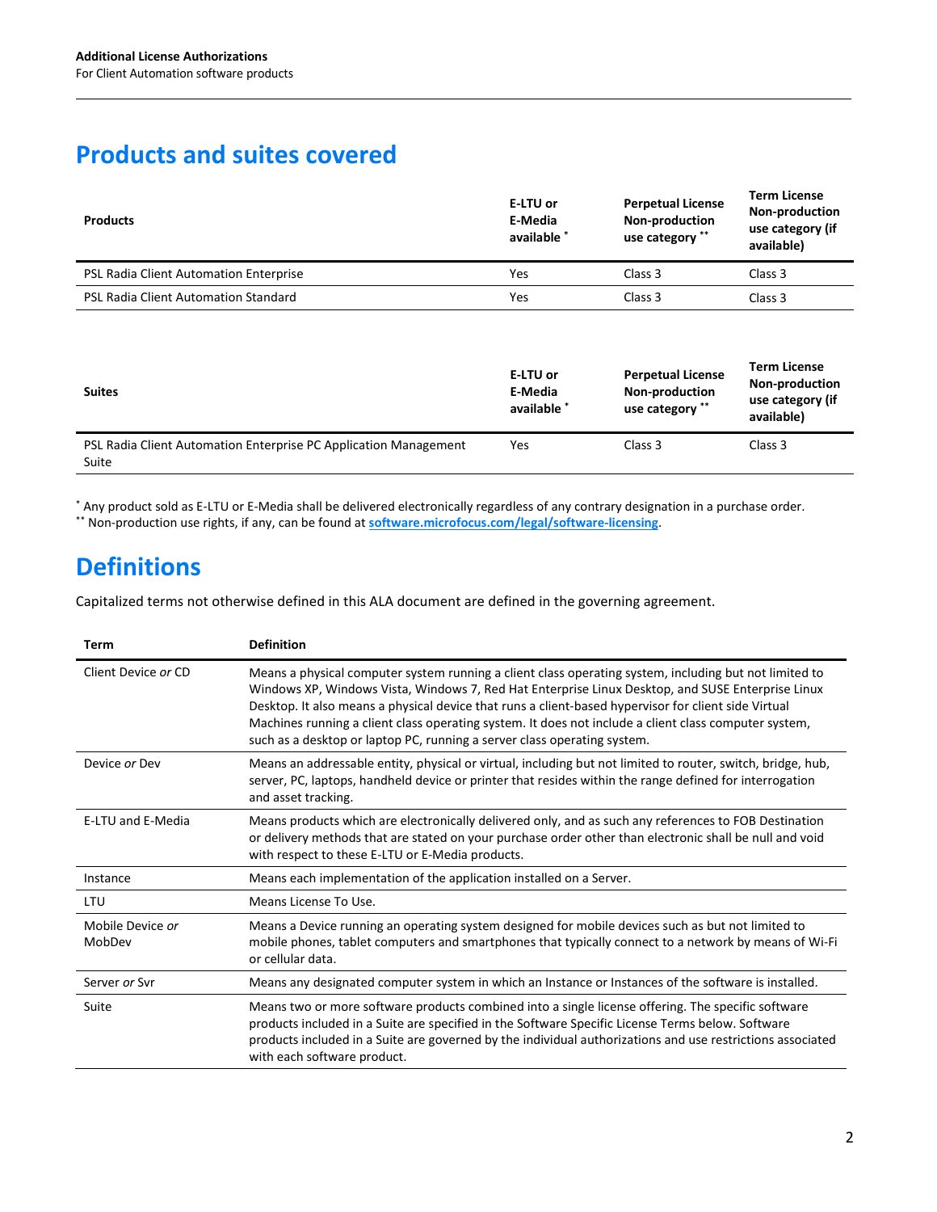## Products and suites covered

| Products | E-LTU or E-Media available * | Perpetual License Non-production use category ** | Term License Non-production use category (if available) |
|---|---|---|---|
| PSL Radia Client Automation Enterprise | Yes | Class 3 | Class 3 |
| PSL Radia Client Automation Standard | Yes | Class 3 | Class 3 |

| Suites | E-LTU or E-Media available * | Perpetual License Non-production use category ** | Term License Non-production use category (if available) |
|---|---|---|---|
| PSL Radia Client Automation Enterprise PC Application Management Suite | Yes | Class 3 | Class 3 |

* Any product sold as E-LTU or E-Media shall be delivered electronically regardless of any contrary designation in a purchase order.
** Non-production use rights, if any, can be found at **software.microfocus.com/legal/software-licensing**.

## Definitions

Capitalized terms not otherwise defined in this ALA document are defined in the governing agreement.

| Term | Definition |
|---|---|
| Client Device *or* CD | Means a physical computer system running a client class operating system, including but not limited to Windows XP, Windows Vista, Windows 7, Red Hat Enterprise Linux Desktop, and SUSE Enterprise Linux Desktop. It also means a physical device that runs a client-based hypervisor for client side Virtual Machines running a client class operating system. It does not include a client class computer system, such as a desktop or laptop PC, running a server class operating system. |
| Device *or* Dev | Means an addressable entity, physical or virtual, including but not limited to router, switch, bridge, hub, server, PC, laptops, handheld device or printer that resides within the range defined for interrogation and asset tracking. |
| E-LTU and E-Media | Means products which are electronically delivered only, and as such any references to FOB Destination or delivery methods that are stated on your purchase order other than electronic shall be null and void with respect to these E-LTU or E-Media products. |
| Instance | Means each implementation of the application installed on a Server. |
| LTU | Means License To Use. |
| Mobile Device *or* MobDev | Means a Device running an operating system designed for mobile devices such as but not limited to mobile phones, tablet computers and smartphones that typically connect to a network by means of Wi-Fi or cellular data. |
| Server *or* Svr | Means any designated computer system in which an Instance or Instances of the software is installed. |
| Suite | Means two or more software products combined into a single license offering. The specific software products included in a Suite are specified in the Software Specific License Terms below. Software products included in a Suite are governed by the individual authorizations and use restrictions associated with each software product. |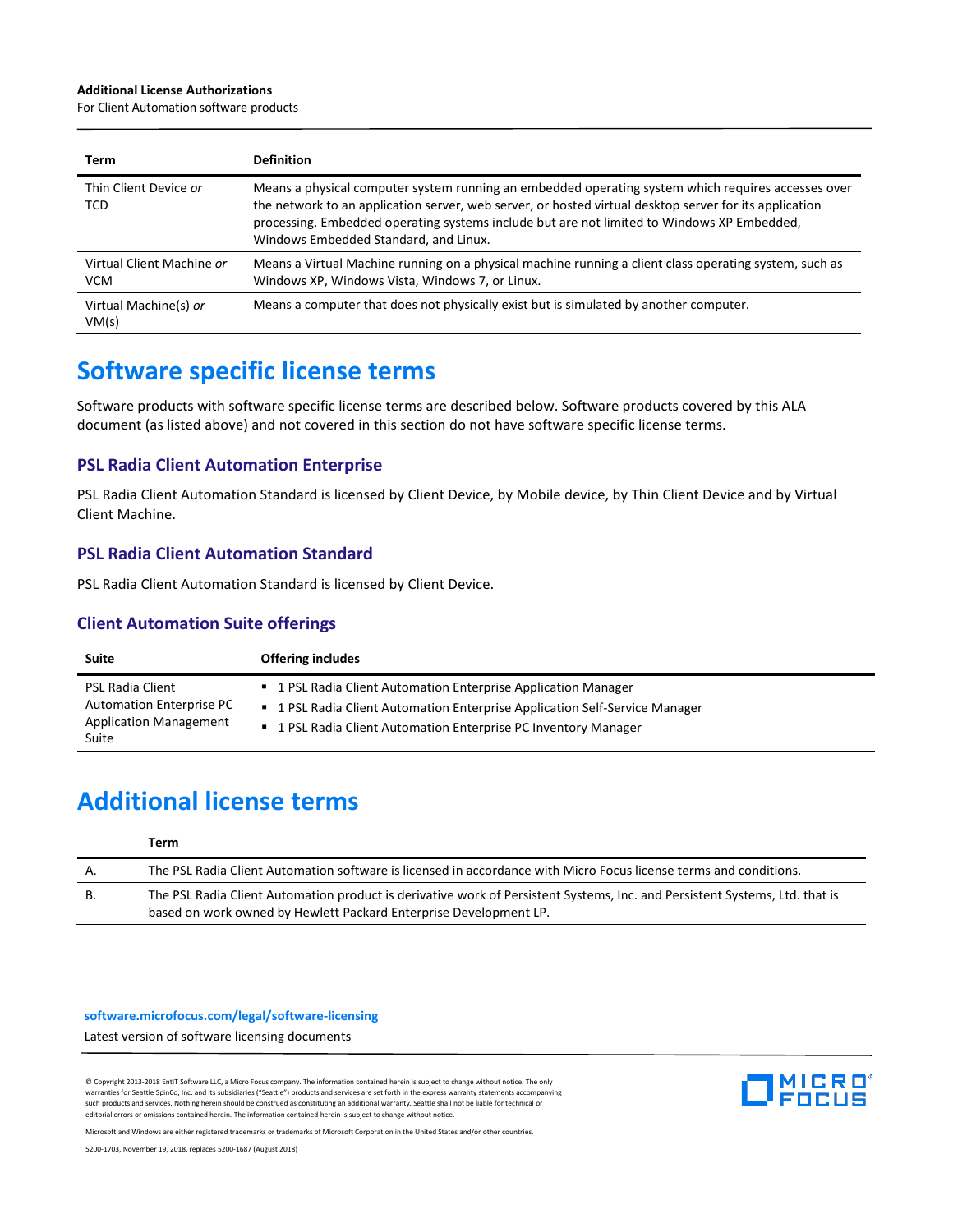| Term | Definition |
| --- | --- |
| Thin Client Device *or* TCD | Means a physical computer system running an embedded operating system which requires accesses over the network to an application server, web server, or hosted virtual desktop server for its application processing. Embedded operating systems include but are not limited to Windows XP Embedded, Windows Embedded Standard, and Linux. |
| Virtual Client Machine *or* VCM | Means a Virtual Machine running on a physical machine running a client class operating system, such as Windows XP, Windows Vista, Windows 7, or Linux. |
| Virtual Machine(s) *or* VM(s) | Means a computer that does not physically exist but is simulated by another computer. |

# Software specific license terms

Software products with software specific license terms are described below. Software products covered by this ALA document (as listed above) and not covered in this section do not have software specific license terms.

### PSL Radia Client Automation Enterprise

PSL Radia Client Automation Standard is licensed by Client Device, by Mobile device, by Thin Client Device and by Virtual Client Machine.

### PSL Radia Client Automation Standard

PSL Radia Client Automation Standard is licensed by Client Device.

### Client Automation Suite offerings

| Suite | Offering includes |
| --- | --- |
| PSL Radia Client Automation Enterprise PC Application Management Suite | ▪ 1 PSL Radia Client Automation Enterprise Application Manager<br>▪ 1 PSL Radia Client Automation Enterprise Application Self-Service Manager<br>▪ 1 PSL Radia Client Automation Enterprise PC Inventory Manager |

# Additional license terms

| | Term |
| --- | --- |
| A. | The PSL Radia Client Automation software is licensed in accordance with Micro Focus license terms and conditions. |
| B. | The PSL Radia Client Automation product is derivative work of Persistent Systems, Inc. and Persistent Systems, Ltd. that is based on work owned by Hewlett Packard Enterprise Development LP. |

**software.microfocus.com/legal/software-licensing**

Latest version of software licensing documents

© Copyright 2013-2018 EntIT Software LLC, a Micro Focus company. The information contained herein is subject to change without notice. The only warranties for Seattle SpinCo, Inc. and its subsidiaries ("Seattle") products and services are set forth in the express warranty statements accompanying such products and services. Nothing herein should be construed as constituting an additional warranty. Seattle shall not be liable for technical or editorial errors or omissions contained herein. The information contained herein is subject to change without notice.

Microsoft and Windows are either registered trademarks or trademarks of Microsoft Corporation in the United States and/or other countries.

5200-1703, November 19, 2018, replaces 5200-1687 (August 2018)